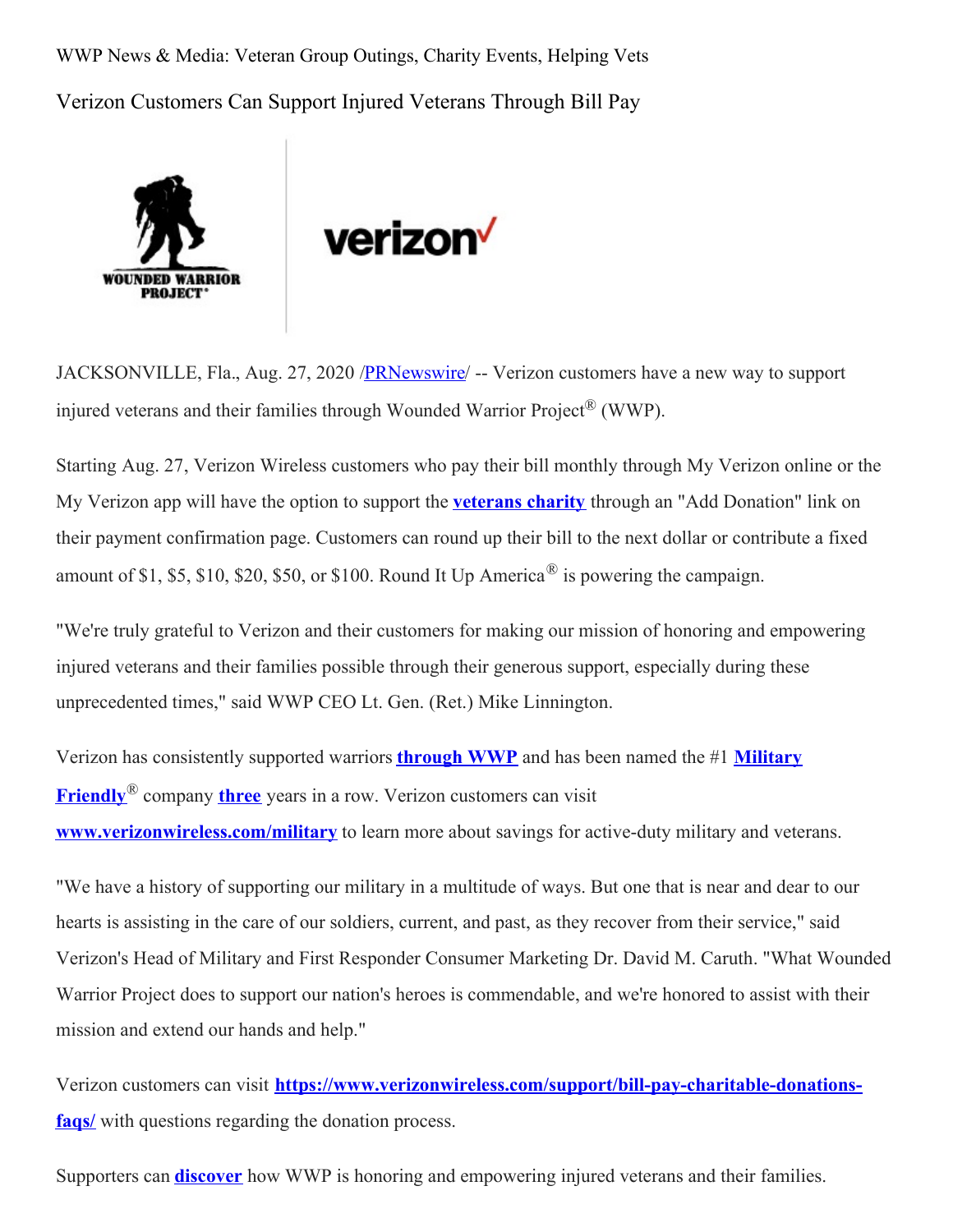WWP News & Media: Veteran Group Outings, Charity Events, Helping Vets

# Verizon Customers Can Support Injured Veterans Through Bill Pay

JACKSONVILLE, Fla., Aug. 27, 2020 /PRNewswire/ -- Verizon customers have a new way to support injured veterans and their families through Wounded Warrior Project® (WWP).

Starting Aug. 27, Verizon Wireless customers who pay their bill monthly through My Verizon online or the My Verizon app will have the option to support the **veterans charity** through an "Add Donation" link on their payment confirmation page. Customers can round up their bill to the next dollar or contribute a fixed amount of $1, $5, $10, $20, $50, or $100. Round It Up America® is powering the campaign.

"We're truly grateful to Verizon and their customers for making our mission of honoring and empowering injured veterans and their families possible through their generous support, especially during these unprecedented times," said WWP CEO Lt. Gen. (Ret.) Mike Linnington.

Verizon has consistently supported warriors **through WWP** and has been named the #1 **Military Friendly**® company **three** years in a row. Verizon customers can visit **www.verizonwireless.com/military** to learn more about savings for active-duty military and veterans.

"We have a history of supporting our military in a multitude of ways. But one that is near and dear to our hearts is assisting in the care of our soldiers, current, and past, as they recover from their service," said Verizon's Head of Military and First Responder Consumer Marketing Dr. David M. Caruth. "What Wounded Warrior Project does to support our nation's heroes is commendable, and we're honored to assist with their mission and extend our hands and help."

Verizon customers can visit **https://www.verizonwireless.com/support/bill-pay-charitable-donations-faqs/** with questions regarding the donation process.

Supporters can **discover** how WWP is honoring and empowering injured veterans and their families.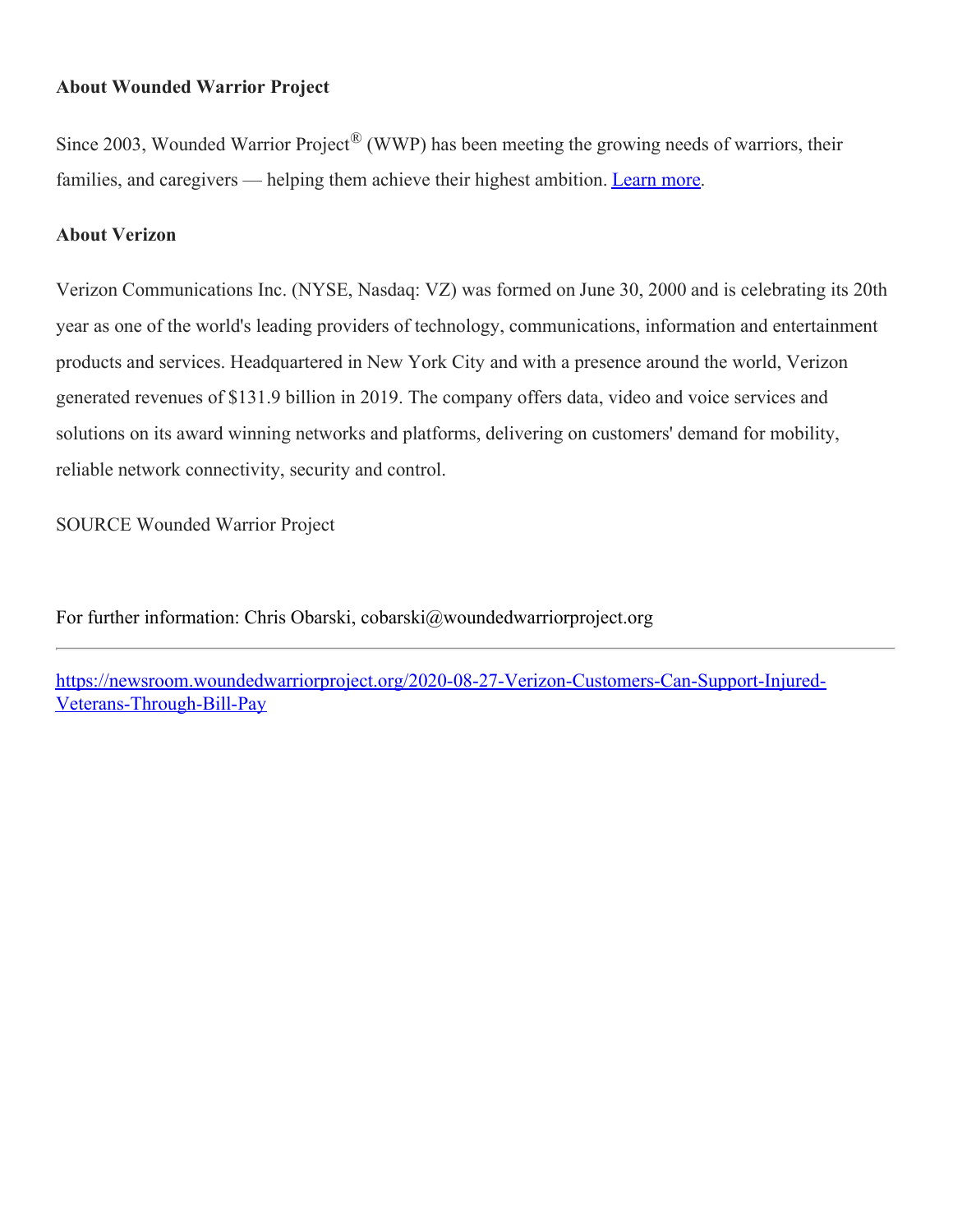**About Wounded Warrior Project**

Since 2003, Wounded Warrior Project® (WWP) has been meeting the growing needs of warriors, their families, and caregivers — helping them achieve their highest ambition. [Learn more](#).

**About Verizon**

Verizon Communications Inc. (NYSE, Nasdaq: VZ) was formed on June 30, 2000 and is celebrating its 20th year as one of the world's leading providers of technology, communications, information and entertainment products and services. Headquartered in New York City and with a presence around the world, Verizon generated revenues of $131.9 billion in 2019. The company offers data, video and voice services and solutions on its award winning networks and platforms, delivering on customers' demand for mobility, reliable network connectivity, security and control.

SOURCE Wounded Warrior Project

For further information: Chris Obarski, cobarski@woundedwarriorproject.org

---

https://newsroom.woundedwarriorproject.org/2020-08-27-Verizon-Customers-Can-Support-Injured-Veterans-Through-Bill-Pay